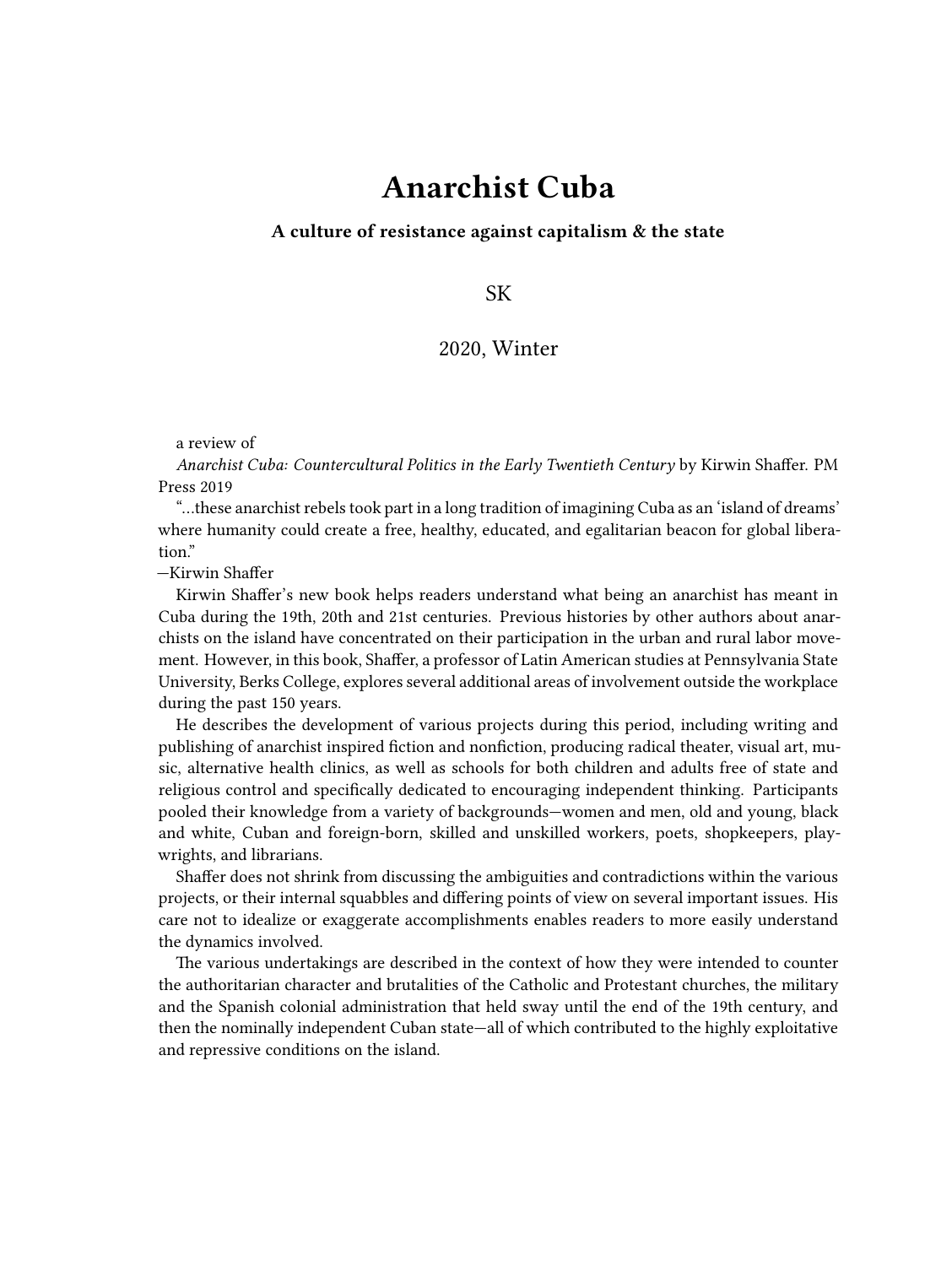# Anarchist Cuba

**A culture of resistance against capitalism & the state**

SK

2020, Winter

a review of

*Anarchist Cuba: Countercultural Politics in the Early Twentieth Century* by Kirwin Shaffer. PM Press 2019

"…these anarchist rebels took part in a long tradition of imagining Cuba as an 'island of dreams' where humanity could create a free, healthy, educated, and egalitarian beacon for global liberation."

—Kirwin Shaffer

Kirwin Shaffer's new book helps readers understand what being an anarchist has meant in Cuba during the 19th, 20th and 21st centuries. Previous histories by other authors about anarchists on the island have concentrated on their participation in the urban and rural labor movement. However, in this book, Shaffer, a professor of Latin American studies at Pennsylvania State University, Berks College, explores several additional areas of involvement outside the workplace during the past 150 years.

He describes the development of various projects during this period, including writing and publishing of anarchist inspired fiction and nonfiction, producing radical theater, visual art, music, alternative health clinics, as well as schools for both children and adults free of state and religious control and specifically dedicated to encouraging independent thinking. Participants pooled their knowledge from a variety of backgrounds—women and men, old and young, black and white, Cuban and foreign-born, skilled and unskilled workers, poets, shopkeepers, playwrights, and librarians.

Shaffer does not shrink from discussing the ambiguities and contradictions within the various projects, or their internal squabbles and differing points of view on several important issues. His care not to idealize or exaggerate accomplishments enables readers to more easily understand the dynamics involved.

The various undertakings are described in the context of how they were intended to counter the authoritarian character and brutalities of the Catholic and Protestant churches, the military and the Spanish colonial administration that held sway until the end of the 19th century, and then the nominally independent Cuban state—all of which contributed to the highly exploitative and repressive conditions on the island.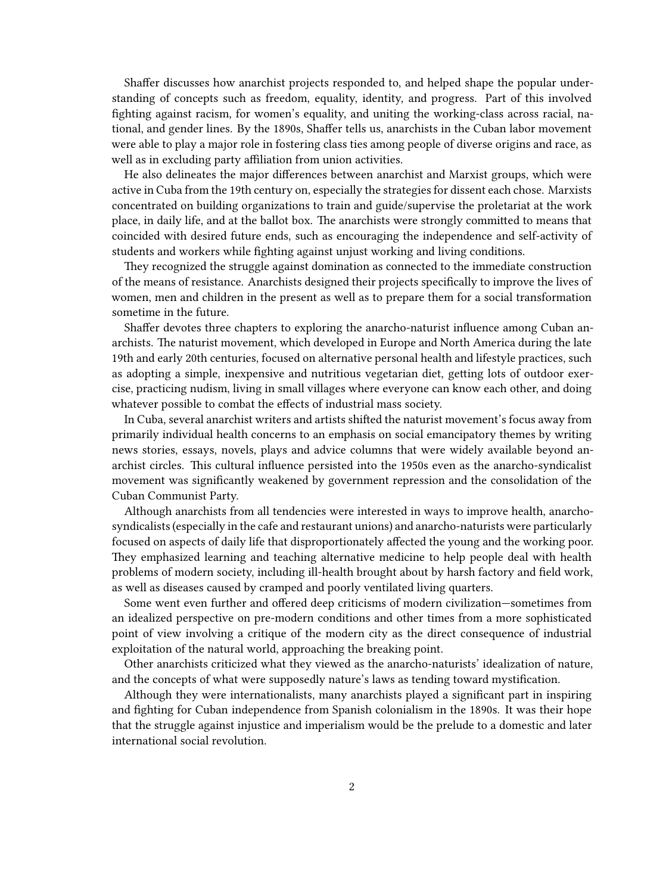Shaffer discusses how anarchist projects responded to, and helped shape the popular understanding of concepts such as freedom, equality, identity, and progress. Part of this involved fighting against racism, for women's equality, and uniting the working-class across racial, national, and gender lines. By the 1890s, Shaffer tells us, anarchists in the Cuban labor movement were able to play a major role in fostering class ties among people of diverse origins and race, as well as in excluding party affiliation from union activities.

He also delineates the major differences between anarchist and Marxist groups, which were active in Cuba from the 19th century on, especially the strategies for dissent each chose. Marxists concentrated on building organizations to train and guide/supervise the proletariat at the work place, in daily life, and at the ballot box. The anarchists were strongly committed to means that coincided with desired future ends, such as encouraging the independence and self-activity of students and workers while fighting against unjust working and living conditions.

They recognized the struggle against domination as connected to the immediate construction of the means of resistance. Anarchists designed their projects specifically to improve the lives of women, men and children in the present as well as to prepare them for a social transformation sometime in the future.

Shaffer devotes three chapters to exploring the anarcho-naturist influence among Cuban anarchists. The naturist movement, which developed in Europe and North America during the late 19th and early 20th centuries, focused on alternative personal health and lifestyle practices, such as adopting a simple, inexpensive and nutritious vegetarian diet, getting lots of outdoor exercise, practicing nudism, living in small villages where everyone can know each other, and doing whatever possible to combat the effects of industrial mass society.

In Cuba, several anarchist writers and artists shifted the naturist movement's focus away from primarily individual health concerns to an emphasis on social emancipatory themes by writing news stories, essays, novels, plays and advice columns that were widely available beyond anarchist circles. This cultural influence persisted into the 1950s even as the anarcho-syndicalist movement was significantly weakened by government repression and the consolidation of the Cuban Communist Party.

Although anarchists from all tendencies were interested in ways to improve health, anarcho-syndicalists (especially in the cafe and restaurant unions) and anarcho-naturists were particularly focused on aspects of daily life that disproportionately affected the young and the working poor. They emphasized learning and teaching alternative medicine to help people deal with health problems of modern society, including ill-health brought about by harsh factory and field work, as well as diseases caused by cramped and poorly ventilated living quarters.

Some went even further and offered deep criticisms of modern civilization—sometimes from an idealized perspective on pre-modern conditions and other times from a more sophisticated point of view involving a critique of the modern city as the direct consequence of industrial exploitation of the natural world, approaching the breaking point.

Other anarchists criticized what they viewed as the anarcho-naturists' idealization of nature, and the concepts of what were supposedly nature's laws as tending toward mystification.

Although they were internationalists, many anarchists played a significant part in inspiring and fighting for Cuban independence from Spanish colonialism in the 1890s. It was their hope that the struggle against injustice and imperialism would be the prelude to a domestic and later international social revolution.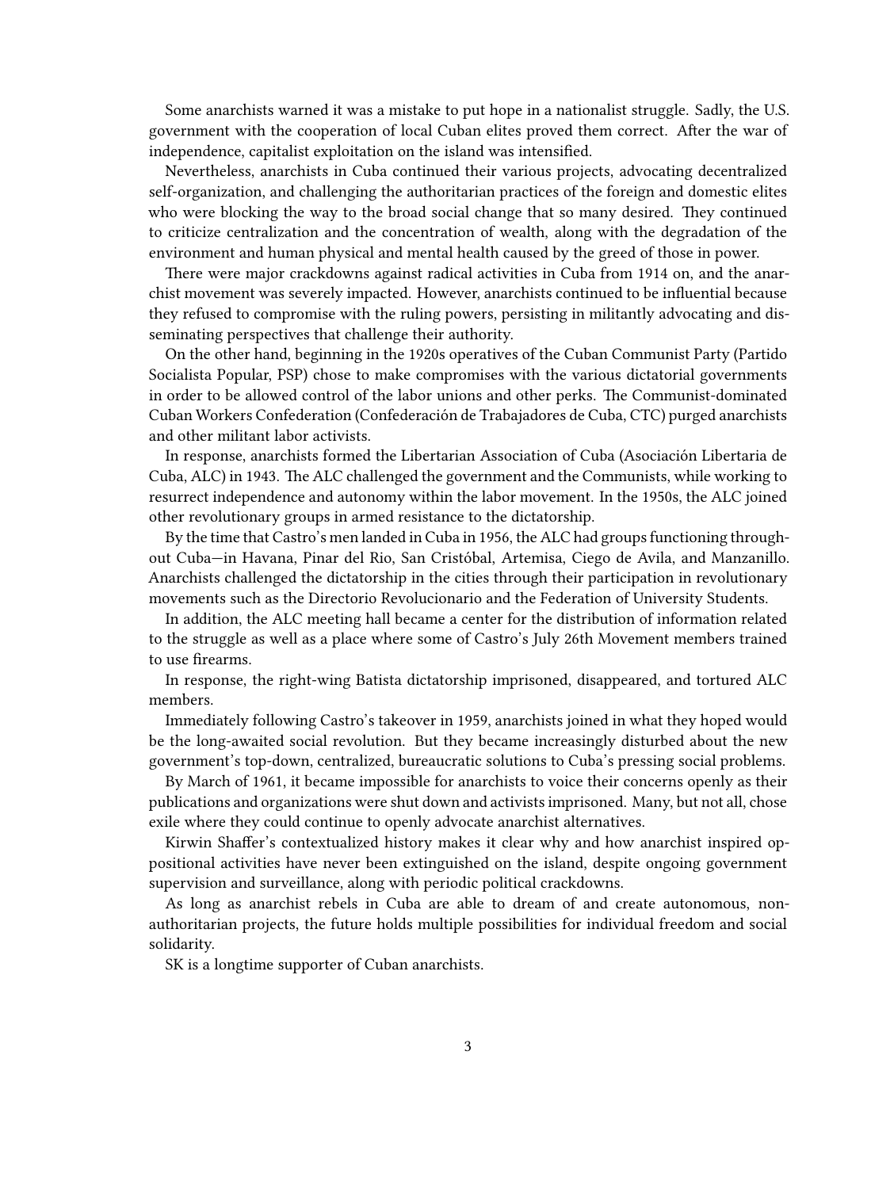Some anarchists warned it was a mistake to put hope in a nationalist struggle. Sadly, the U.S. government with the cooperation of local Cuban elites proved them correct. After the war of independence, capitalist exploitation on the island was intensified.

Nevertheless, anarchists in Cuba continued their various projects, advocating decentralized self-organization, and challenging the authoritarian practices of the foreign and domestic elites who were blocking the way to the broad social change that so many desired. They continued to criticize centralization and the concentration of wealth, along with the degradation of the environment and human physical and mental health caused by the greed of those in power.

There were major crackdowns against radical activities in Cuba from 1914 on, and the anarchist movement was severely impacted. However, anarchists continued to be influential because they refused to compromise with the ruling powers, persisting in militantly advocating and disseminating perspectives that challenge their authority.

On the other hand, beginning in the 1920s operatives of the Cuban Communist Party (Partido Socialista Popular, PSP) chose to make compromises with the various dictatorial governments in order to be allowed control of the labor unions and other perks. The Communist-dominated Cuban Workers Confederation (Confederación de Trabajadores de Cuba, CTC) purged anarchists and other militant labor activists.

In response, anarchists formed the Libertarian Association of Cuba (Asociación Libertaria de Cuba, ALC) in 1943. The ALC challenged the government and the Communists, while working to resurrect independence and autonomy within the labor movement. In the 1950s, the ALC joined other revolutionary groups in armed resistance to the dictatorship.

By the time that Castro's men landed in Cuba in 1956, the ALC had groups functioning throughout Cuba—in Havana, Pinar del Rio, San Cristóbal, Artemisa, Ciego de Avila, and Manzanillo. Anarchists challenged the dictatorship in the cities through their participation in revolutionary movements such as the Directorio Revolucionario and the Federation of University Students.

In addition, the ALC meeting hall became a center for the distribution of information related to the struggle as well as a place where some of Castro's July 26th Movement members trained to use firearms.

In response, the right-wing Batista dictatorship imprisoned, disappeared, and tortured ALC members.

Immediately following Castro's takeover in 1959, anarchists joined in what they hoped would be the long-awaited social revolution. But they became increasingly disturbed about the new government's top-down, centralized, bureaucratic solutions to Cuba's pressing social problems.

By March of 1961, it became impossible for anarchists to voice their concerns openly as their publications and organizations were shut down and activists imprisoned. Many, but not all, chose exile where they could continue to openly advocate anarchist alternatives.

Kirwin Shaffer's contextualized history makes it clear why and how anarchist inspired oppositional activities have never been extinguished on the island, despite ongoing government supervision and surveillance, along with periodic political crackdowns.

As long as anarchist rebels in Cuba are able to dream of and create autonomous, non-authoritarian projects, the future holds multiple possibilities for individual freedom and social solidarity.

SK is a longtime supporter of Cuban anarchists.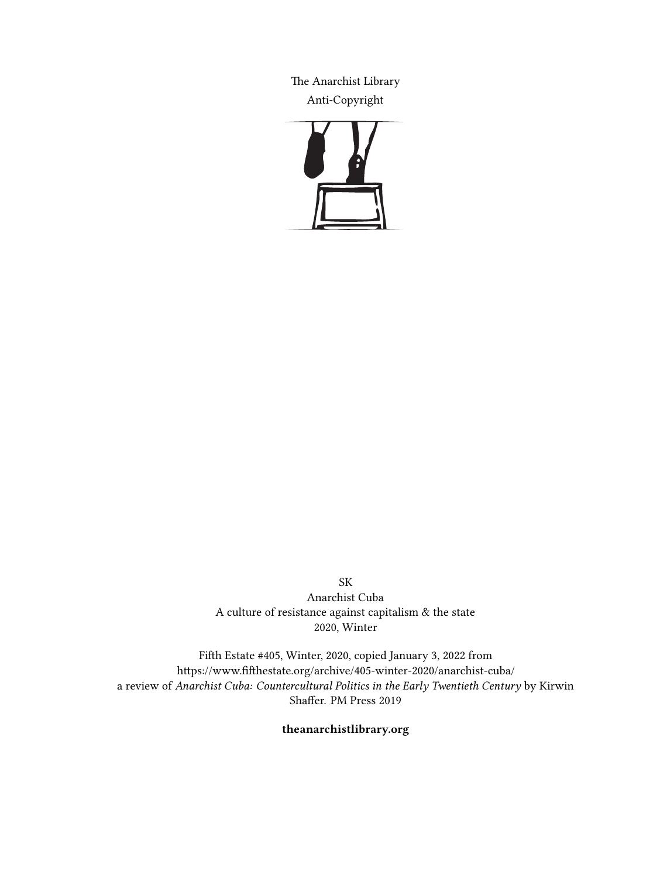The Anarchist Library
Anti-Copyright

SK
Anarchist Cuba
A culture of resistance against capitalism & the state
2020, Winter

Fifth Estate #405, Winter, 2020, copied January 3, 2022 from
https://www.fifthestate.org/archive/405-winter-2020/anarchist-cuba/
a review of *Anarchist Cuba: Countercultural Politics in the Early Twentieth Century* by Kirwin Shaffer. PM Press 2019

**theanarchistlibrary.org**